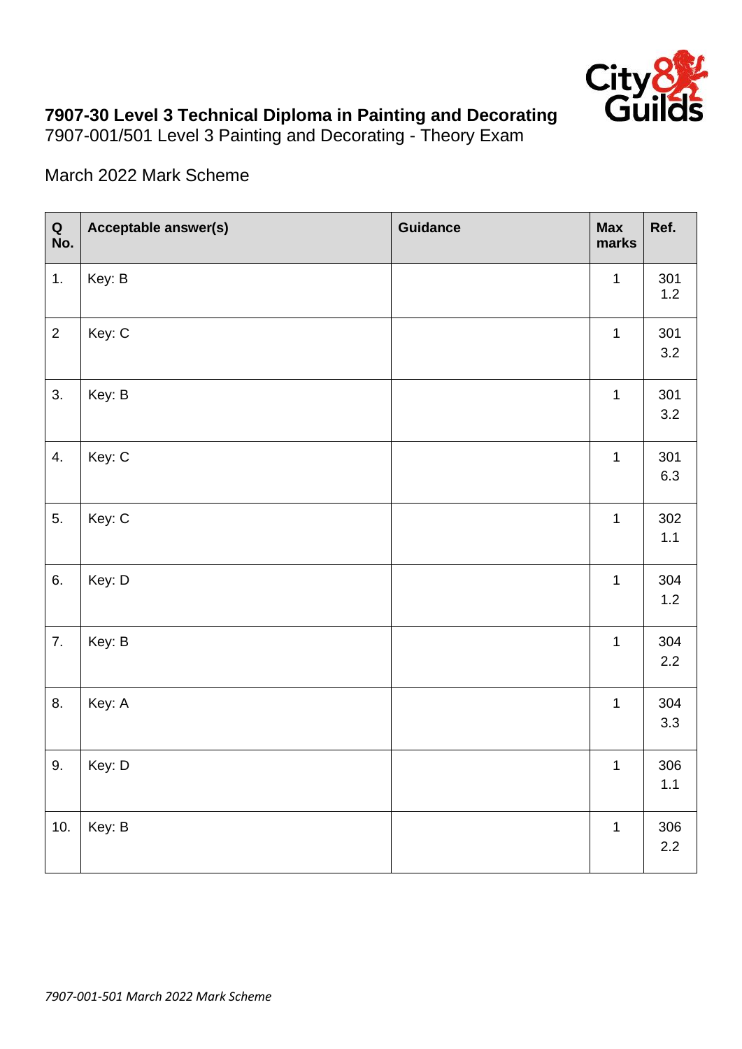# 7907-30 Level 3 Technical Diploma in Painting and Decorating

7907-001/501 Level 3 Painting and Decorating - Theory Exam

March 2022 Mark Scheme

| Q No. | Acceptable answer(s) | Guidance | Max marks | Ref. |
|---|---|---|---|---|
| 1. | Key: B | | 1 | 301 1.2 |
| 2 | Key: C | | 1 | 301 3.2 |
| 3. | Key: B | | 1 | 301 3.2 |
| 4. | Key: C | | 1 | 301 6.3 |
| 5. | Key: C | | 1 | 302 1.1 |
| 6. | Key: D | | 1 | 304 1.2 |
| 7. | Key: B | | 1 | 304 2.2 |
| 8. | Key: A | | 1 | 304 3.3 |
| 9. | Key: D | | 1 | 306 1.1 |
| 10. | Key: B | | 1 | 306 2.2 |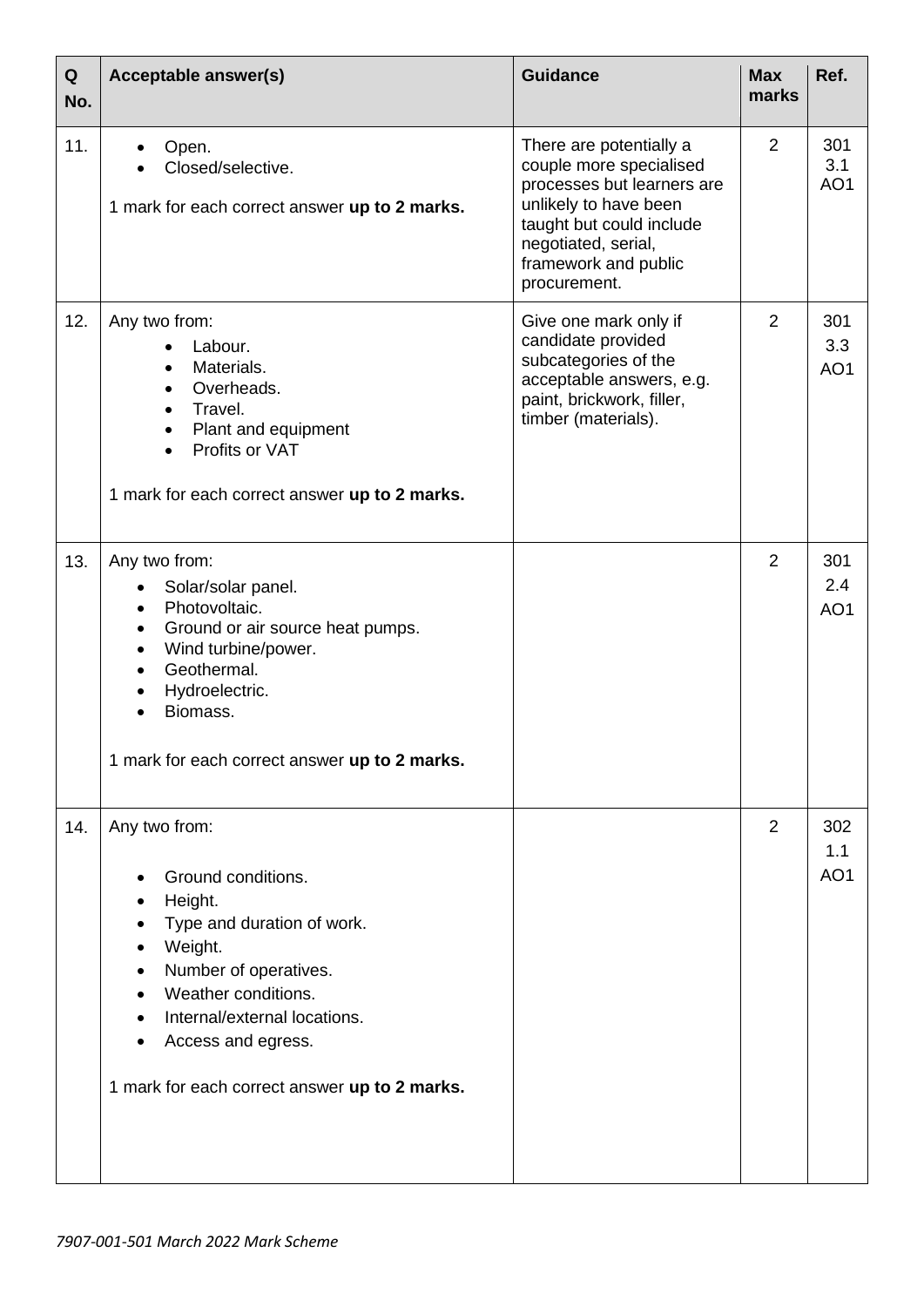| Q No. | Acceptable answer(s) | Guidance | Max marks | Ref. |
|---|---|---|---|---|
| 11. | • Open.<br>• Closed/selective.<br><br>1 mark for each correct answer **up to 2 marks.** | There are potentially a couple more specialised processes but learners are unlikely to have been taught but could include negotiated, serial, framework and public procurement. | 2 | 301<br>3.1<br>AO1 |
| 12. | Any two from:<br>• Labour.<br>• Materials.<br>• Overheads.<br>• Travel.<br>• Plant and equipment<br>• Profits or VAT<br><br>1 mark for each correct answer **up to 2 marks.** | Give one mark only if candidate provided subcategories of the acceptable answers, e.g. paint, brickwork, filler, timber (materials). | 2 | 301<br>3.3<br>AO1 |
| 13. | Any two from:<br>• Solar/solar panel.<br>• Photovoltaic.<br>• Ground or air source heat pumps.<br>• Wind turbine/power.<br>• Geothermal.<br>• Hydroelectric.<br>• Biomass.<br><br>1 mark for each correct answer **up to 2 marks.** | | 2 | 301<br>2.4<br>AO1 |
| 14. | Any two from:<br>• Ground conditions.<br>• Height.<br>• Type and duration of work.<br>• Weight.<br>• Number of operatives.<br>• Weather conditions.<br>• Internal/external locations.<br>• Access and egress.<br><br>1 mark for each correct answer **up to 2 marks.** | | 2 | 302<br>1.1<br>AO1 |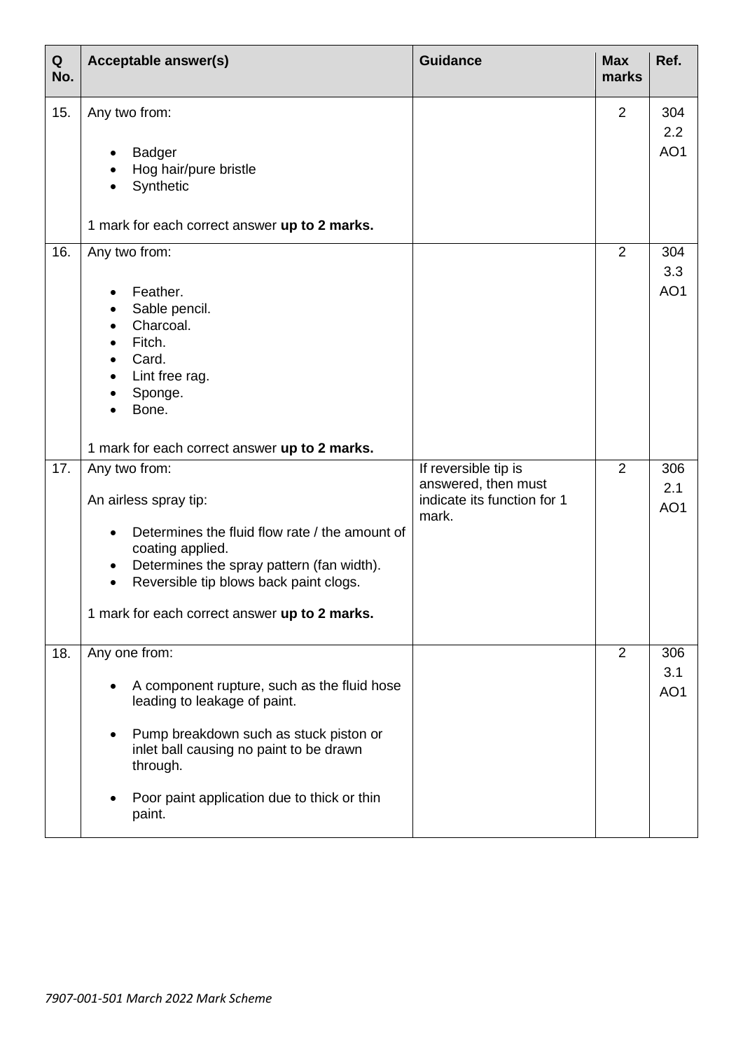| Q No. | Acceptable answer(s) | Guidance | Max marks | Ref. |
|---|---|---|---|---|
| 15. | Any two from:<br><br>• Badger<br>• Hog hair/pure bristle<br>• Synthetic<br><br>1 mark for each correct answer **up to 2 marks.** | | 2 | 304<br>2.2<br>AO1 |
| 16. | Any two from:<br><br>• Feather.<br>• Sable pencil.<br>• Charcoal.<br>• Fitch.<br>• Card.<br>• Lint free rag.<br>• Sponge.<br>• Bone.<br><br>1 mark for each correct answer **up to 2 marks.** | | 2 | 304<br>3.3<br>AO1 |
| 17. | Any two from:<br><br>An airless spray tip:<br><br>• Determines the fluid flow rate / the amount of coating applied.<br>• Determines the spray pattern (fan width).<br>• Reversible tip blows back paint clogs.<br><br>1 mark for each correct answer **up to 2 marks.** | If reversible tip is answered, then must indicate its function for 1 mark. | 2 | 306<br>2.1<br>AO1 |
| 18. | Any one from:<br><br>• A component rupture, such as the fluid hose leading to leakage of paint.<br><br>• Pump breakdown such as stuck piston or inlet ball causing no paint to be drawn through.<br><br>• Poor paint application due to thick or thin paint. | | 2 | 306<br>3.1<br>AO1 |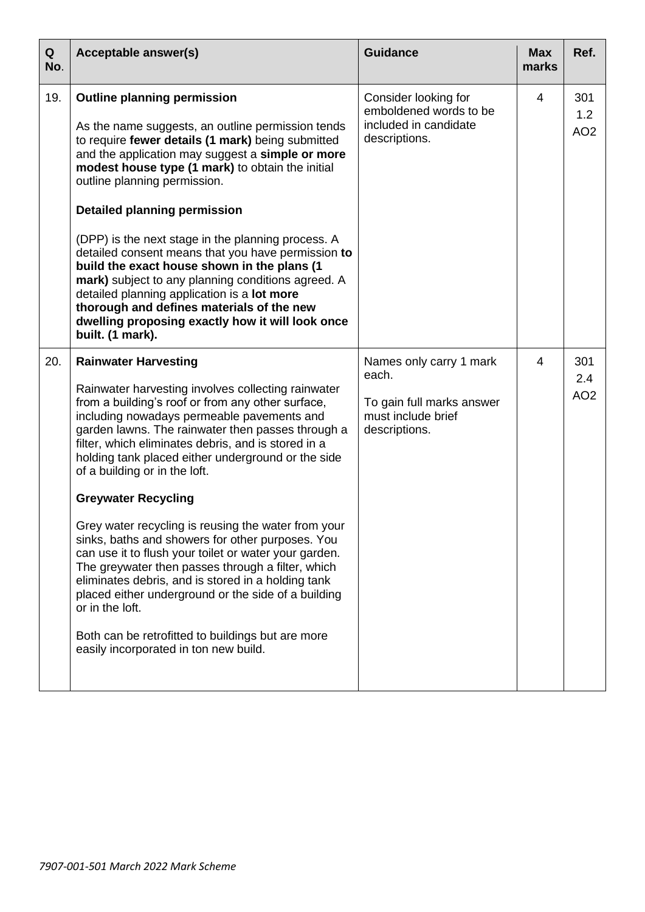| Q No. | Acceptable answer(s) | Guidance | Max marks | Ref. |
|---|---|---|---|---|
| 19. | **Outline planning permission**<br><br>As the name suggests, an outline permission tends to require **fewer details (1 mark)** being submitted and the application may suggest a **simple or more modest house type (1 mark)** to obtain the initial outline planning permission.<br><br>**Detailed planning permission**<br><br>(DPP) is the next stage in the planning process. A detailed consent means that you have permission **to build the exact house shown in the plans (1 mark)** subject to any planning conditions agreed. A detailed planning application is a **lot more thorough and defines materials of the new dwelling proposing exactly how it will look once built. (1 mark).** | Consider looking for emboldened words to be included in candidate descriptions. | 4 | 301<br>1.2<br>AO2 |
| 20. | **Rainwater Harvesting**<br><br>Rainwater harvesting involves collecting rainwater from a building's roof or from any other surface, including nowadays permeable pavements and garden lawns. The rainwater then passes through a filter, which eliminates debris, and is stored in a holding tank placed either underground or the side of a building or in the loft.<br><br>**Greywater Recycling**<br><br>Grey water recycling is reusing the water from your sinks, baths and showers for other purposes. You can use it to flush your toilet or water your garden. The greywater then passes through a filter, which eliminates debris, and is stored in a holding tank placed either underground or the side of a building or in the loft.<br><br>Both can be retrofitted to buildings but are more easily incorporated in ton new build. | Names only carry 1 mark each.<br><br>To gain full marks answer must include brief descriptions. | 4 | 301<br>2.4<br>AO2 |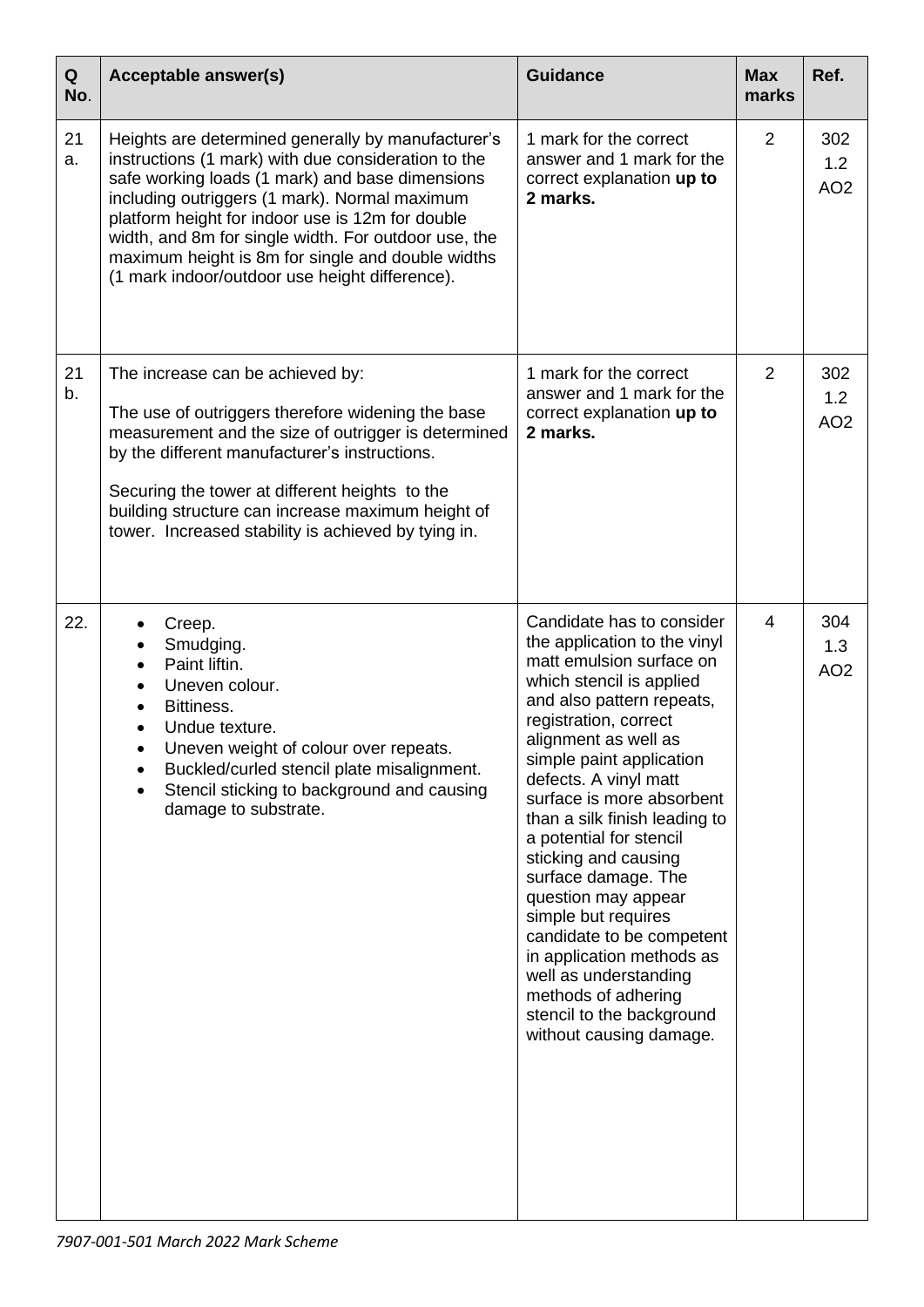| Q No. | Acceptable answer(s) | Guidance | Max marks | Ref. |
|---|---|---|---|---|
| 21 a. | Heights are determined generally by manufacturer's instructions (1 mark) with due consideration to the safe working loads (1 mark) and base dimensions including outriggers (1 mark). Normal maximum platform height for indoor use is 12m for double width, and 8m for single width. For outdoor use, the maximum height is 8m for single and double widths (1 mark indoor/outdoor use height difference). | 1 mark for the correct answer and 1 mark for the correct explanation **up to 2 marks.** | 2 | 302 1.2 AO2 |
| 21 b. | The increase can be achieved by:<br><br>The use of outriggers therefore widening the base measurement and the size of outrigger is determined by the different manufacturer's instructions.<br><br>Securing the tower at different heights to the building structure can increase maximum height of tower. Increased stability is achieved by tying in. | 1 mark for the correct answer and 1 mark for the correct explanation **up to 2 marks.** | 2 | 302 1.2 AO2 |
| 22. | • Creep.<br>• Smudging.<br>• Paint liftin.<br>• Uneven colour.<br>• Bittiness.<br>• Undue texture.<br>• Uneven weight of colour over repeats.<br>• Buckled/curled stencil plate misalignment.<br>• Stencil sticking to background and causing damage to substrate. | Candidate has to consider the application to the vinyl matt emulsion surface on which stencil is applied and also pattern repeats, registration, correct alignment as well as simple paint application defects. A vinyl matt surface is more absorbent than a silk finish leading to a potential for stencil sticking and causing surface damage. The question may appear simple but requires candidate to be competent in application methods as well as understanding methods of adhering stencil to the background without causing damage. | 4 | 304 1.3 AO2 |

*7907-001-501 March 2022 Mark Scheme*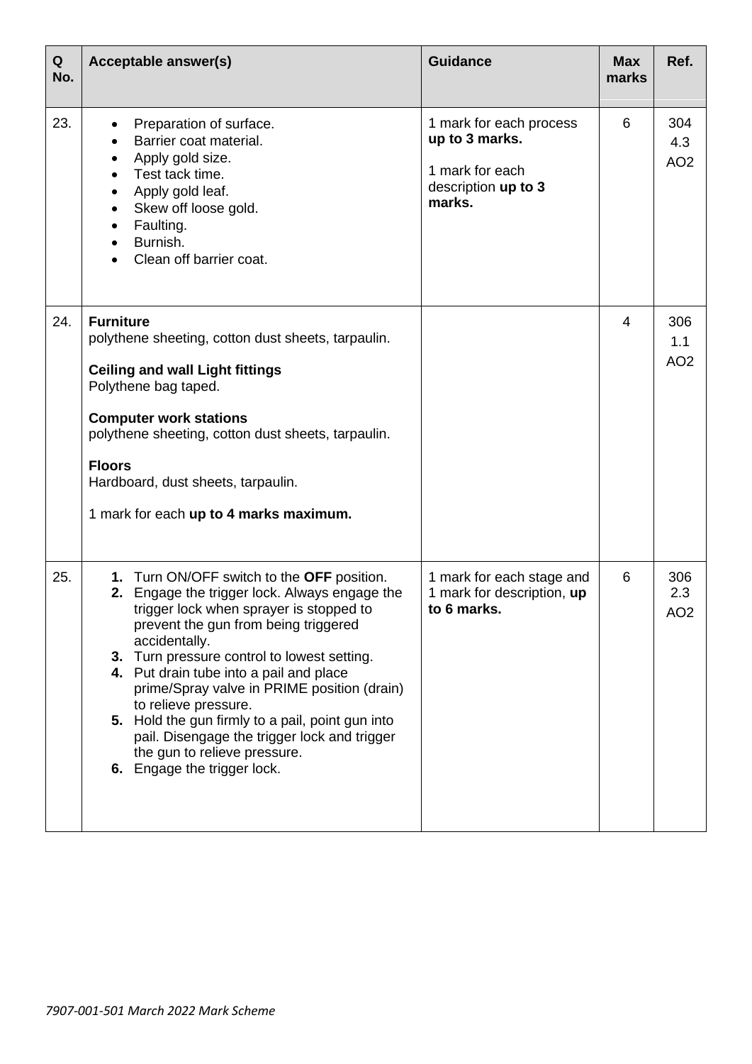| Q No. | Acceptable answer(s) | Guidance | Max marks | Ref. |
|---|---|---|---|---|
| 23. | • Preparation of surface.<br>• Barrier coat material.<br>• Apply gold size.<br>• Test tack time.<br>• Apply gold leaf.<br>• Skew off loose gold.<br>• Faulting.<br>• Burnish.<br>• Clean off barrier coat. | 1 mark for each process **up to 3 marks.**<br><br>1 mark for each description **up to 3 marks.** | 6 | 304<br>4.3<br>AO2 |
| 24. | **Furniture**<br>polythene sheeting, cotton dust sheets, tarpaulin.<br><br>**Ceiling and wall Light fittings**<br>Polythene bag taped.<br><br>**Computer work stations**<br>polythene sheeting, cotton dust sheets, tarpaulin.<br><br>**Floors**<br>Hardboard, dust sheets, tarpaulin.<br><br>1 mark for each **up to 4 marks maximum.** | | 4 | 306<br>1.1<br>AO2 |
| 25. | **1.** Turn ON/OFF switch to the **OFF** position.<br>**2.** Engage the trigger lock. Always engage the trigger lock when sprayer is stopped to prevent the gun from being triggered accidentally.<br>**3.** Turn pressure control to lowest setting.<br>**4.** Put drain tube into a pail and place prime/Spray valve in PRIME position (drain) to relieve pressure.<br>**5.** Hold the gun firmly to a pail, point gun into pail. Disengage the trigger lock and trigger the gun to relieve pressure.<br>**6.** Engage the trigger lock. | 1 mark for each stage and 1 mark for description, **up to 6 marks.** | 6 | 306<br>2.3<br>AO2 |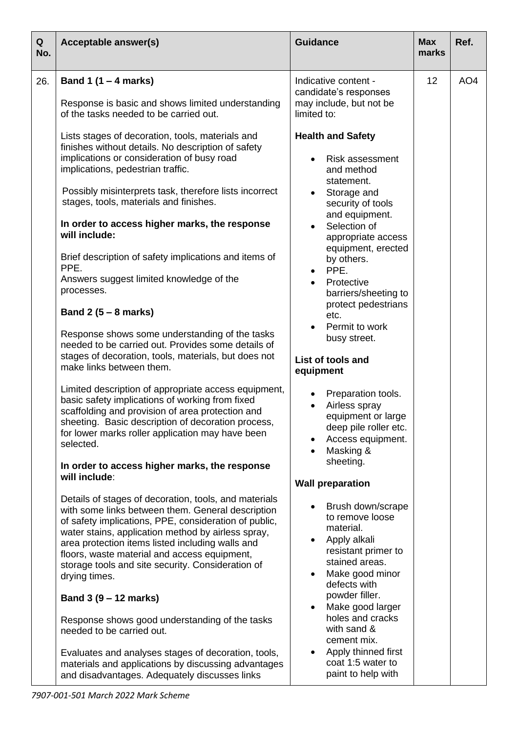| Q No. | Acceptable answer(s) | Guidance | Max marks | Ref. |
|---|---|---|---|---|
| 26. | **Band 1 (1 – 4 marks)**<br><br>Response is basic and shows limited understanding of the tasks needed to be carried out.<br><br>Lists stages of decoration, tools, materials and finishes without details. No description of safety implications or consideration of busy road implications, pedestrian traffic.<br><br>Possibly misinterprets task, therefore lists incorrect stages, tools, materials and finishes.<br><br>**In order to access higher marks, the response will include:**<br><br>Brief description of safety implications and items of PPE.<br>Answers suggest limited knowledge of the processes.<br><br>**Band 2 (5 – 8 marks)**<br><br>Response shows some understanding of the tasks needed to be carried out. Provides some details of stages of decoration, tools, materials, but does not make links between them.<br><br>Limited description of appropriate access equipment, basic safety implications of working from fixed scaffolding and provision of area protection and sheeting. Basic description of decoration process, for lower marks roller application may have been selected.<br><br>**In order to access higher marks, the response will include**:<br><br>Details of stages of decoration, tools, and materials with some links between them. General description of safety implications, PPE, consideration of public, water stains, application method by airless spray, area protection items listed including walls and floors, waste material and access equipment, storage tools and site security. Consideration of drying times.<br><br>**Band 3 (9 – 12 marks)**<br><br>Response shows good understanding of the tasks needed to be carried out.<br><br>Evaluates and analyses stages of decoration, tools, materials and applications by discussing advantages and disadvantages. Adequately discusses links | Indicative content - candidate's responses may include, but not be limited to:<br><br>**Health and Safety**<br><br>• Risk assessment and method statement.<br>• Storage and security of tools and equipment.<br>• Selection of appropriate access equipment, erected by others.<br>• PPE.<br>• Protective barriers/sheeting to protect pedestrians etc.<br>• Permit to work busy street.<br><br>**List of tools and equipment**<br><br>• Preparation tools.<br>• Airless spray equipment or large deep pile roller etc.<br>• Access equipment.<br>• Masking & sheeting.<br><br>**Wall preparation**<br><br>• Brush down/scrape to remove loose material.<br>• Apply alkali resistant primer to stained areas.<br>• Make good minor defects with powder filler.<br>• Make good larger holes and cracks with sand & cement mix.<br>• Apply thinned first coat 1:5 water to paint to help with | 12 | AO4 |

*7907-001-501 March 2022 Mark Scheme*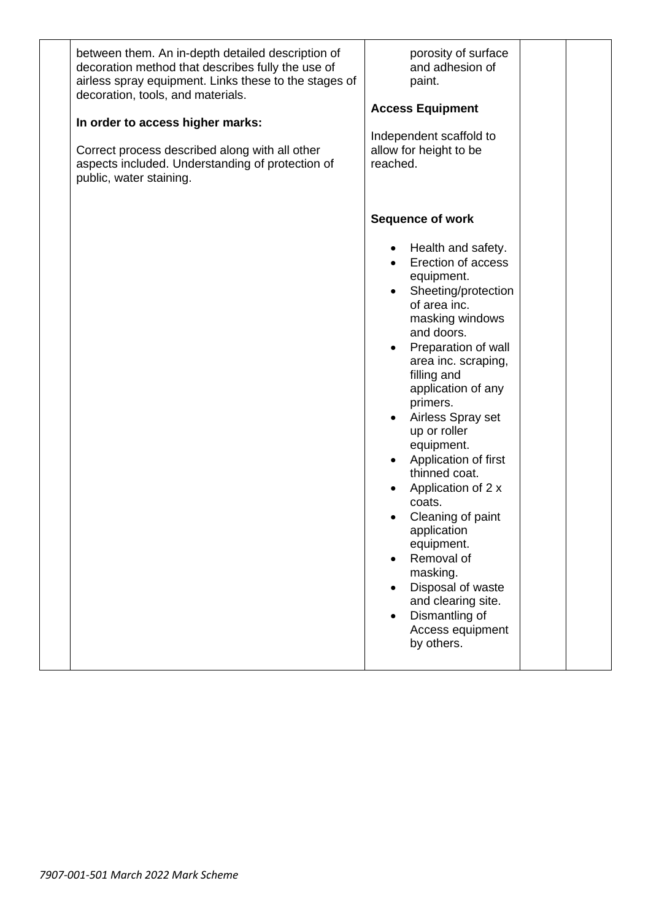| | | | | |
|---|---|---|---|---|
| | between them. An in-depth detailed description of decoration method that describes fully the use of airless spray equipment. Links these to the stages of decoration, tools, and materials.<br><br>**In order to access higher marks:**<br><br>Correct process described along with all other aspects included. Understanding of protection of public, water staining. | porosity of surface and adhesion of paint.<br><br>**Access Equipment**<br><br>Independent scaffold to allow for height to be reached.<br><br>**Sequence of work**<br><br>• Health and safety.<br>• Erection of access equipment.<br>• Sheeting/protection of area inc. masking windows and doors.<br>• Preparation of wall area inc. scraping, filling and application of any primers.<br>• Airless Spray set up or roller equipment.<br>• Application of first thinned coat.<br>• Application of 2 x coats.<br>• Cleaning of paint application equipment.<br>• Removal of masking.<br>• Disposal of waste and clearing site.<br>• Dismantling of Access equipment by others. | | |